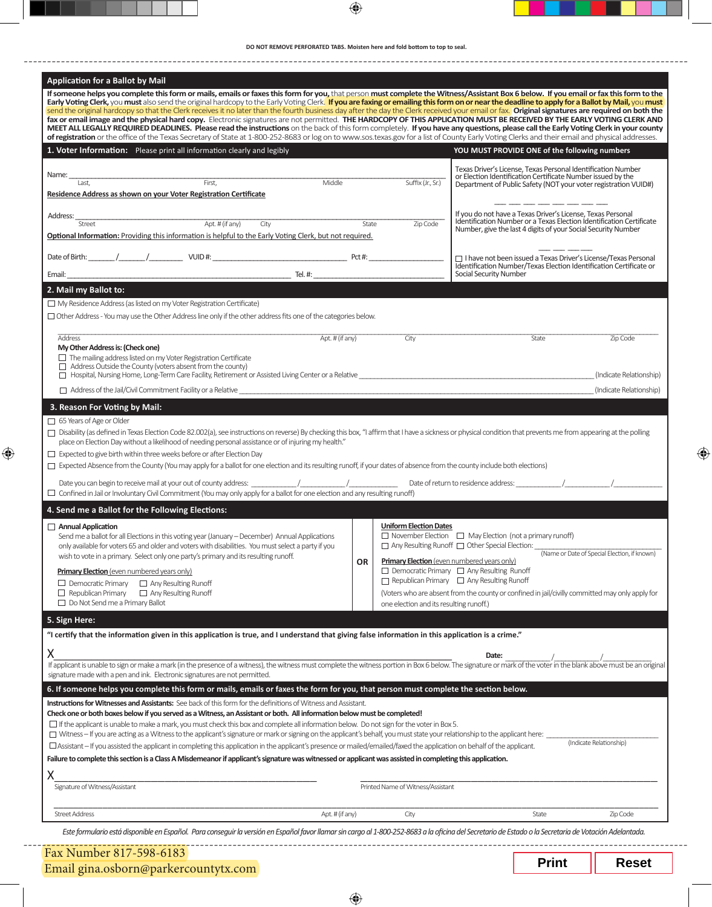DO NOT REMOVE PERFORATED TABS. Moisten here and fold bottom to top to seal.

## Application for a Ballot by Mail

**If someone helps you complete this form or mails, emails or faxes this form for you,** that person **must complete the Witness/Assistant Box 6 below. If you email or fax this form to the Early Voting Clerk,** you **must** also send the original hardcopy to the Early Voting Clerk. **If you are faxing or emailing this form on or near the deadline to apply for a Ballot by Mail,** you **must** send the original hardcopy so that the Clerk receives it no later than the fourth business day after the day the Clerk received your email or fax. **Original signatures are required on both the fax or email image and the physical hard copy.** Electronic signatures are not permitted. **THE HARDCOPY OF THIS APPLICATION MUST BE RECEIVED BY THE EARLY VOTING CLERK AND MEET ALL LEGALLY REQUIRED DEADLINES. Please read the instructions** on the back of this form completely. **If you have any questions, please call the Early Voting Clerk in your county of registration** or the office of the Texas Secretary of State at 1-800-252-8683 or log on to www.sos.texas.gov for a list of County Early Voting Clerks and their email and physical addresses.

### 1. Voter Information: Please print all information clearly and legibly

Name: ____________________________________________
Last, First, Middle, Suffix (Jr., Sr.)

**Residence Address as shown on your Voter Registration Certificate**

Address: ____________________________________________
Street, Apt. # (if any), City, State, Zip Code

**Optional Information:** Providing this information is helpful to the Early Voting Clerk, but not required.

Date of Birth: _______/_______/_________ VUID #: ____________________ Pct #: ____________

Email: ______________________________ Tel. #: ______________________

**YOU MUST PROVIDE ONE of the following numbers**

Texas Driver's License, Texas Personal Identification Number or Election Identification Certificate Number issued by the Department of Public Safety (NOT your voter registration VUID#)

___ ___ ___ ___ ___ ___ ___ ___

If you do not have a Texas Driver's License, Texas Personal Identification Number or a Texas Election Identification Certificate Number, give the last 4 digits of your Social Security Number

___ ___ ___ ___

☐ I have not been issued a Texas Driver's License/Texas Personal Identification Number/Texas Election Identification Certificate or Social Security Number

### 2. Mail my Ballot to:

☐ My Residence Address (as listed on my Voter Registration Certificate)

☐ Other Address - You may use the Other Address line only if the other address fits one of the categories below.

____________________________________________
Address, Apt. # (if any), City, State, Zip Code

**My Other Address is: (Check one)**

☐ The mailing address listed on my Voter Registration Certificate
☐ Address Outside the County (voters absent from the county)
☐ Hospital, Nursing Home, Long-Term Care Facility, Retirement or Assisted Living Center or a Relative ______________ (Indicate Relationship)
☐ Address of the Jail/Civil Commitment Facility or a Relative ______________ (Indicate Relationship)

### 3. Reason For Voting by Mail:

☐ 65 Years of Age or Older

☐ Disability (as defined in Texas Election Code 82.002(a), see instructions on reverse) By checking this box, "I affirm that I have a sickness or physical condition that prevents me from appearing at the polling place on Election Day without a likelihood of needing personal assistance or of injuring my health."

☐ Expected to give birth within three weeks before or after Election Day

☐ Expected Absence from the County (You may apply for a ballot for one election and its resulting runoff, if your dates of absence from the county include both elections)

Date you can begin to receive mail at your out of county address: ________/________/________ Date of return to residence address: ________/________/________

☐ Confined in Jail or Involuntary Civil Commitment (You may only apply for a ballot for one election and any resulting runoff)

### 4. Send me a Ballot for the Following Elections:

☐ **Annual Application**
Send me a ballot for all Elections in this voting year (January – December) Annual Applications only available for voters 65 and older and voters with disabilities. You must select a party if you wish to vote in a primary. Select only one party's primary and its resulting runoff.

**Primary Election** (even numbered years only)
☐ Democratic Primary ☐ Any Resulting Runoff
☐ Republican Primary ☐ Any Resulting Runoff
☐ Do Not Send me a Primary Ballot

**OR**

**Uniform Election Dates**
☐ November Election ☐ May Election (not a primary runoff)
☐ Any Resulting Runoff ☐ Other Special Election: ______________
(Name or Date of Special Election, if known)

**Primary Election** (even numbered years only)
☐ Democratic Primary ☐ Any Resulting Runoff
☐ Republican Primary ☐ Any Resulting Runoff

(Voters who are absent from the county or confined in jail/civilly committed may only apply for one election and its resulting runoff.)

### 5. Sign Here:

**"I certify that the information given in this application is true, and I understand that giving false information in this application is a crime."**

X ____________________________________________ **Date:** ________/________/________

If applicant is unable to sign or make a mark (in the presence of a witness), the witness must complete the witness portion in Box 6 below. The signature or mark of the voter in the blank above must be an original signature made with a pen and ink. Electronic signatures are not permitted.

### 6. If someone helps you complete this form or mails, emails or faxes the form for you, that person must complete the section below.

**Instructions for Witnesses and Assistants:** See back of this form for the definitions of Witness and Assistant.

**Check one or both boxes below if you served as a Witness, an Assistant or both. All information below must be completed!**

☐ If the applicant is unable to make a mark, you must check this box and complete all information below. Do not sign for the voter in Box 5.

☐ Witness – If you are acting as a Witness to the applicant's signature or mark or signing on the applicant's behalf, you must state your relationship to the applicant here: ______________ (Indicate Relationship)

☐ Assistant – If you assisted the applicant in completing this application in the applicant's presence or mailed/emailed/faxed the application on behalf of the applicant.

**Failure to complete this section is a Class A Misdemeanor if applicant's signature was witnessed or applicant was assisted in completing this application.**

X ______________________________ ______________________________
Signature of Witness/Assistant, Printed Name of Witness/Assistant

____________________________________________
Street Address, Apt. # (if any), City, State, Zip Code

*Este formulario está disponible en Español. Para conseguir la versión en Español favor llamar sin cargo al 1-800-252-8683 a la oficina del Secretario de Estado o la Secretaría de Votación Adelantada.*

Fax Number 817-598-6183
Email gina.osborn@parkercountytx.com

Print Reset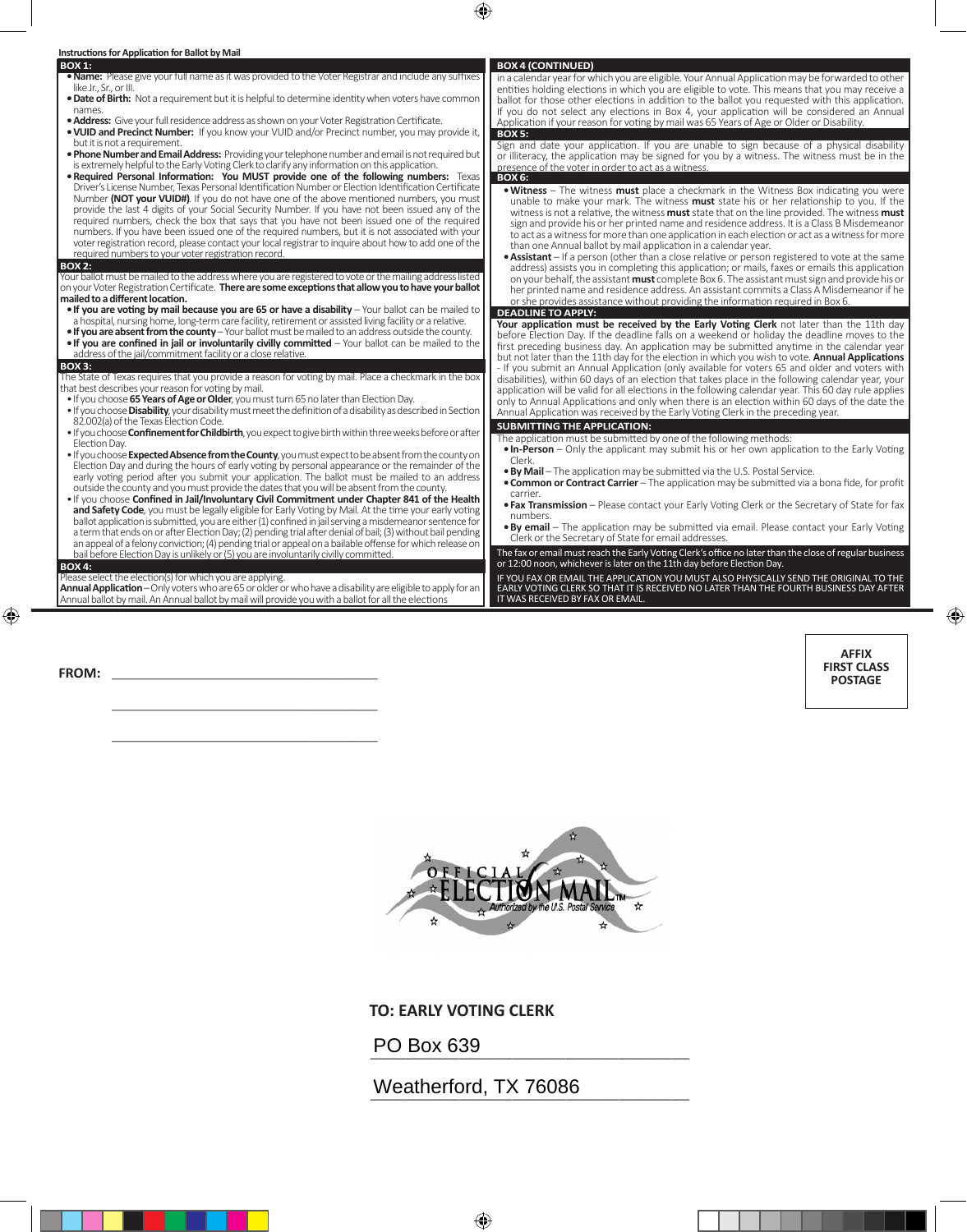# Instructions for Application for Ballot by Mail

## BOX 1:

- **Name:** Please give your full name as it was provided to the Voter Registrar and include any suffixes like Jr., Sr., or III.
- **Date of Birth:** Not a requirement but it is helpful to determine identity when voters have common names.
- **Address:** Give your full residence address as shown on your Voter Registration Certificate.
- **VUID and Precinct Number:** If you know your VUID and/or Precinct number, you may provide it, but it is not a requirement.
- **Phone Number and Email Address:** Providing your telephone number and email is not required but is extremely helpful to the Early Voting Clerk to clarify any information on this application.
- **Required Personal Information: You MUST provide one of the following numbers:** Texas Driver's License Number, Texas Personal Identification Number or Election Identification Certificate Number **(NOT your VUID#)**. If you do not have one of the above mentioned numbers, you must provide the last 4 digits of your Social Security Number. If you have not been issued any of the required numbers, check the box that says that you have not been issued one of the required numbers. If you have been issued one of the required numbers, but it is not associated with your voter registration record, please contact your local registrar to inquire about how to add one of the required numbers to your voter registration record.

## BOX 2:

Your ballot must be mailed to the address where you are registered to vote or the mailing address listed on your Voter Registration Certificate. **There are some exceptions that allow you to have your ballot mailed to a different location.**

- **If you are voting by mail because you are 65 or have a disability** – Your ballot can be mailed to a hospital, nursing home, long-term care facility, retirement or assisted living facility or a relative.
- **If you are absent from the county** – Your ballot must be mailed to an address outside the county.
- **If you are confined in jail or involuntarily civilly committed** – Your ballot can be mailed to the address of the jail/commitment facility or a close relative.

## BOX 3:

The State of Texas requires that you provide a reason for voting by mail. Place a checkmark in the box that best describes your reason for voting by mail.

- If you choose **65 Years of Age or Older**, you must turn 65 no later than Election Day.
- If you choose **Disability**, your disability must meet the definition of a disability as described in Section 82.002(a) of the Texas Election Code.
- If you choose **Confinement for Childbirth**, you expect to give birth within three weeks before or after Election Day.
- If you choose **Expected Absence from the County**, you must expect to be absent from the county on Election Day and during the hours of early voting by personal appearance or the remainder of the early voting period after you submit your application. The ballot must be mailed to an address outside the county and you must provide the dates that you will be absent from the county.
- If you choose **Confined in Jail/Involuntary Civil Commitment under Chapter 841 of the Health and Safety Code**, you must be legally eligible for Early Voting by Mail. At the time your early voting ballot application is submitted, you are either (1) confined in jail serving a misdemeanor sentence for a term that ends on or after Election Day; (2) pending trial after denial of bail; (3) without bail pending an appeal of a felony conviction; (4) pending trial or appeal on a bailable offense for which release on bail before Election Day is unlikely or (5) you are involuntarily civilly committed.

## BOX 4:

Please select the election(s) for which you are applying.

**Annual Application** – Only voters who are 65 or older or who have a disability are eligible to apply for an Annual ballot by mail. An Annual ballot by mail will provide you with a ballot for all the elections in a calendar year for which you are eligible. Your Annual Application may be forwarded to other entities holding elections in which you are eligible to vote. This means that you may receive a ballot for those other elections in addition to the ballot you requested with this application. If you do not select any elections in Box 4, your application will be considered an Annual Application if your reason for voting by mail was 65 Years of Age or Older or Disability.

## BOX 5:

Sign and date your application. If you are unable to sign because of a physical disability or illiteracy, the application may be signed for you by a witness. The witness must be in the presence of the voter in order to act as a witness.

## BOX 6:

- **Witness** – The witness **must** place a checkmark in the Witness Box indicating you were unable to make your mark. The witness **must** state his or her relationship to you. If the witness is not a relative, the witness **must** state that on the line provided. The witness **must** sign and provide his or her printed name and residence address. It is a Class B Misdemeanor to act as a witness for more than one application in each election or act as a witness for more than one Annual ballot by mail application in a calendar year.
- **Assistant** – If a person (other than a close relative or person registered to vote at the same address) assists you in completing this application; or mails, faxes or emails this application on your behalf, the assistant **must** complete Box 6. The assistant must sign and provide his or her printed name and residence address. An assistant commits a Class A Misdemeanor if he or she provides assistance without providing the information required in Box 6.

## DEADLINE TO APPLY:

**Your application must be received by the Early Voting Clerk** not later than the 11th day before Election Day. If the deadline falls on a weekend or holiday the deadline moves to the first preceding business day. An application may be submitted anytime in the calendar year but not later than the 11th day for the election in which you wish to vote. **Annual Applications** - If you submit an Annual Application (only available for voters 65 and older and voters with disabilities), within 60 days of an election that takes place in the following calendar year, your application will be valid for all elections in the following calendar year. This 60 day rule applies only to Annual Applications and only when there is an election within 60 days of the date the Annual Application was received by the Early Voting Clerk in the preceding year.

## SUBMITTING THE APPLICATION:

The application must be submitted by one of the following methods:

- **In-Person** – Only the applicant may submit his or her own application to the Early Voting Clerk.
- **By Mail** – The application may be submitted via the U.S. Postal Service.
- **Common or Contract Carrier** – The application may be submitted via a bona fide, for profit carrier.
- **Fax Transmission** – Please contact your Early Voting Clerk or the Secretary of State for fax numbers.
- **By email** – The application may be submitted via email. Please contact your Early Voting Clerk or the Secretary of State for email addresses.

The fax or email must reach the Early Voting Clerk's office no later than the close of regular business or 12:00 noon, whichever is later on the 11th day before Election Day.

IF YOU FAX OR EMAIL THE APPLICATION YOU MUST ALSO PHYSICALLY SEND THE ORIGINAL TO THE EARLY VOTING CLERK SO THAT IT IS RECEIVED NO LATER THAN THE FOURTH BUSINESS DAY AFTER IT WAS RECEIVED BY FAX OR EMAIL.

---

**FROM:** ______________________________

______________________________

______________________________

AFFIX FIRST CLASS POSTAGE

OFFICIAL ELECTION MAIL™ Authorized by the U.S. Postal Service

**TO: EARLY VOTING CLERK**

PO Box 639

Weatherford, TX 76086